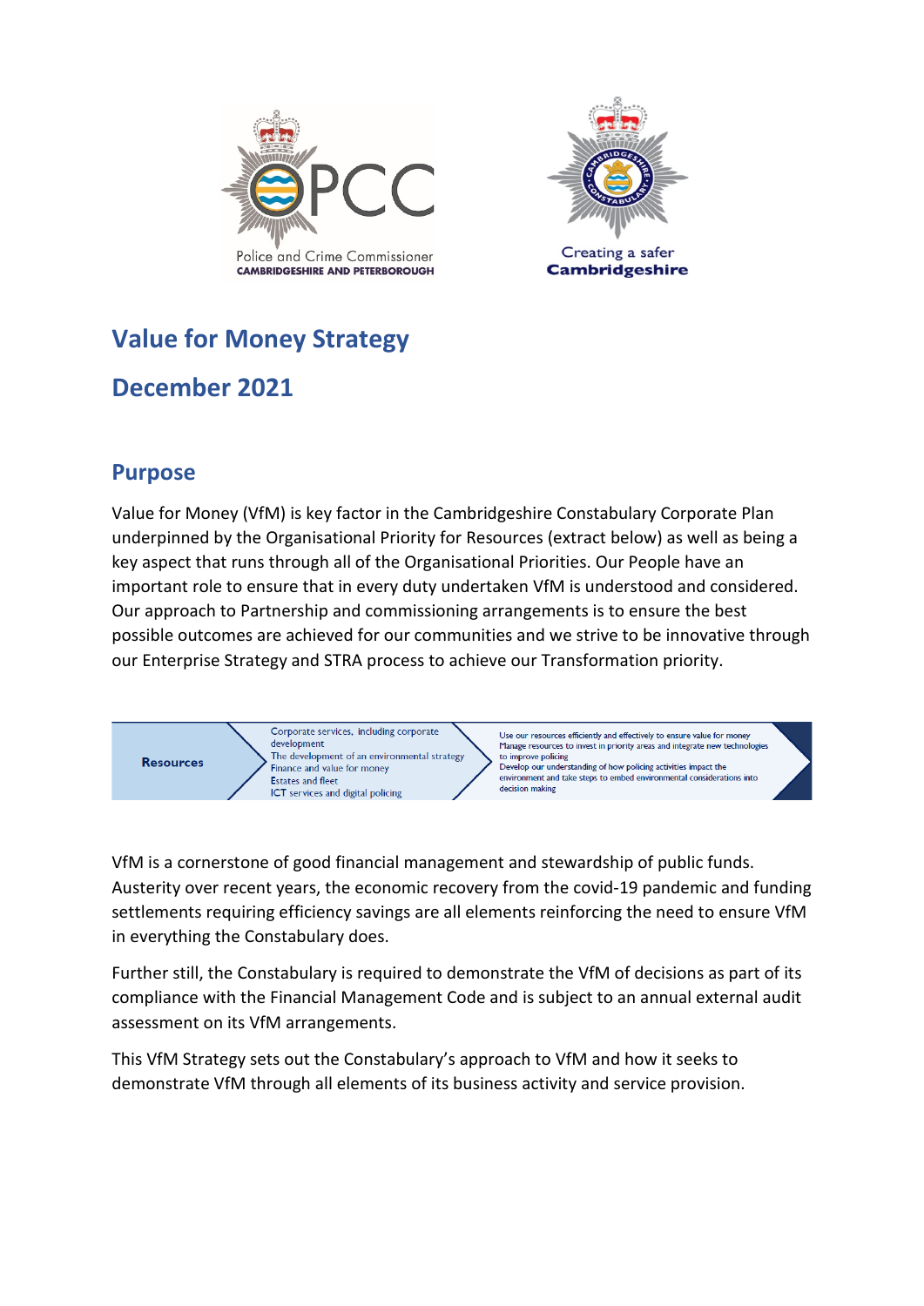Police and Crime Commissioner
CAMBRIDGESHIRE AND PETERBOROUGH

Creating a safer
Cambridgeshire

# Value for Money Strategy

# December 2021

## Purpose

Value for Money (VfM) is key factor in the Cambridgeshire Constabulary Corporate Plan underpinned by the Organisational Priority for Resources (extract below) as well as being a key aspect that runs through all of the Organisational Priorities. Our People have an important role to ensure that in every duty undertaken VfM is understood and considered. Our approach to Partnership and commissioning arrangements is to ensure the best possible outcomes are achieved for our communities and we strive to be innovative through our Enterprise Strategy and STRA process to achieve our Transformation priority.

| Resources | Corporate services, including corporate development<br>The development of an environmental strategy<br>Finance and value for money<br>Estates and fleet<br>ICT services and digital policing | Use our resources efficiently and effectively to ensure value for money<br>Manage resources to invest in priority areas and integrate new technologies to improve policing<br>Develop our understanding of how policing activities impact the environment and take steps to embed environmental considerations into decision making |
|---|---|---|

VfM is a cornerstone of good financial management and stewardship of public funds. Austerity over recent years, the economic recovery from the covid-19 pandemic and funding settlements requiring efficiency savings are all elements reinforcing the need to ensure VfM in everything the Constabulary does.

Further still, the Constabulary is required to demonstrate the VfM of decisions as part of its compliance with the Financial Management Code and is subject to an annual external audit assessment on its VfM arrangements.

This VfM Strategy sets out the Constabulary's approach to VfM and how it seeks to demonstrate VfM through all elements of its business activity and service provision.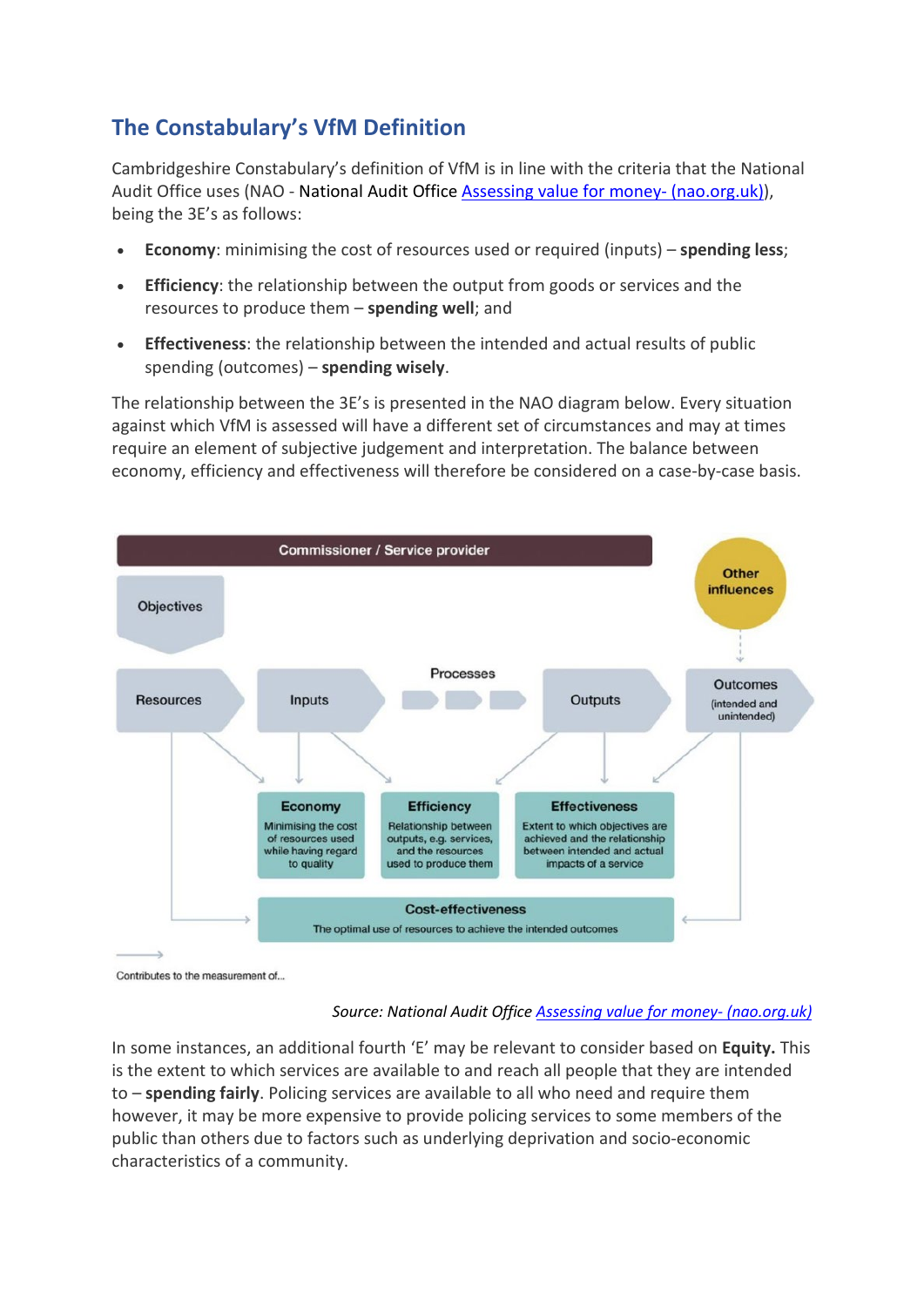## The Constabulary's VfM Definition

Cambridgeshire Constabulary's definition of VfM is in line with the criteria that the National Audit Office uses (NAO - National Audit Office [Assessing value for money- (nao.org.uk)](nao.org.uk)), being the 3E's as follows:

- **Economy**: minimising the cost of resources used or required (inputs) – **spending less**;
- **Efficiency**: the relationship between the output from goods or services and the resources to produce them – **spending well**; and
- **Effectiveness**: the relationship between the intended and actual results of public spending (outcomes) – **spending wisely**.

The relationship between the 3E's is presented in the NAO diagram below. Every situation against which VfM is assessed will have a different set of circumstances and may at times require an element of subjective judgement and interpretation. The balance between economy, efficiency and effectiveness will therefore be considered on a case-by-case basis.

Commissioner / Service provider

Other influences

Objectives

Resources | Inputs | Processes | Outputs | Outcomes (intended and unintended)

**Economy**: Minimising the cost of resources used while having regard to quality

**Efficiency**: Relationship between outputs, e.g. services, and the resources used to produce them

**Effectiveness**: Extent to which objectives are achieved and the relationship between intended and actual impacts of a service

**Cost-effectiveness**: The optimal use of resources to achieve the intended outcomes

→ Contributes to the measurement of...

*Source: National Audit Office [Assessing value for money- (nao.org.uk)](nao.org.uk)*

In some instances, an additional fourth 'E' may be relevant to consider based on **Equity.** This is the extent to which services are available to and reach all people that they are intended to – **spending fairly**. Policing services are available to all who need and require them however, it may be more expensive to provide policing services to some members of the public than others due to factors such as underlying deprivation and socio-economic characteristics of a community.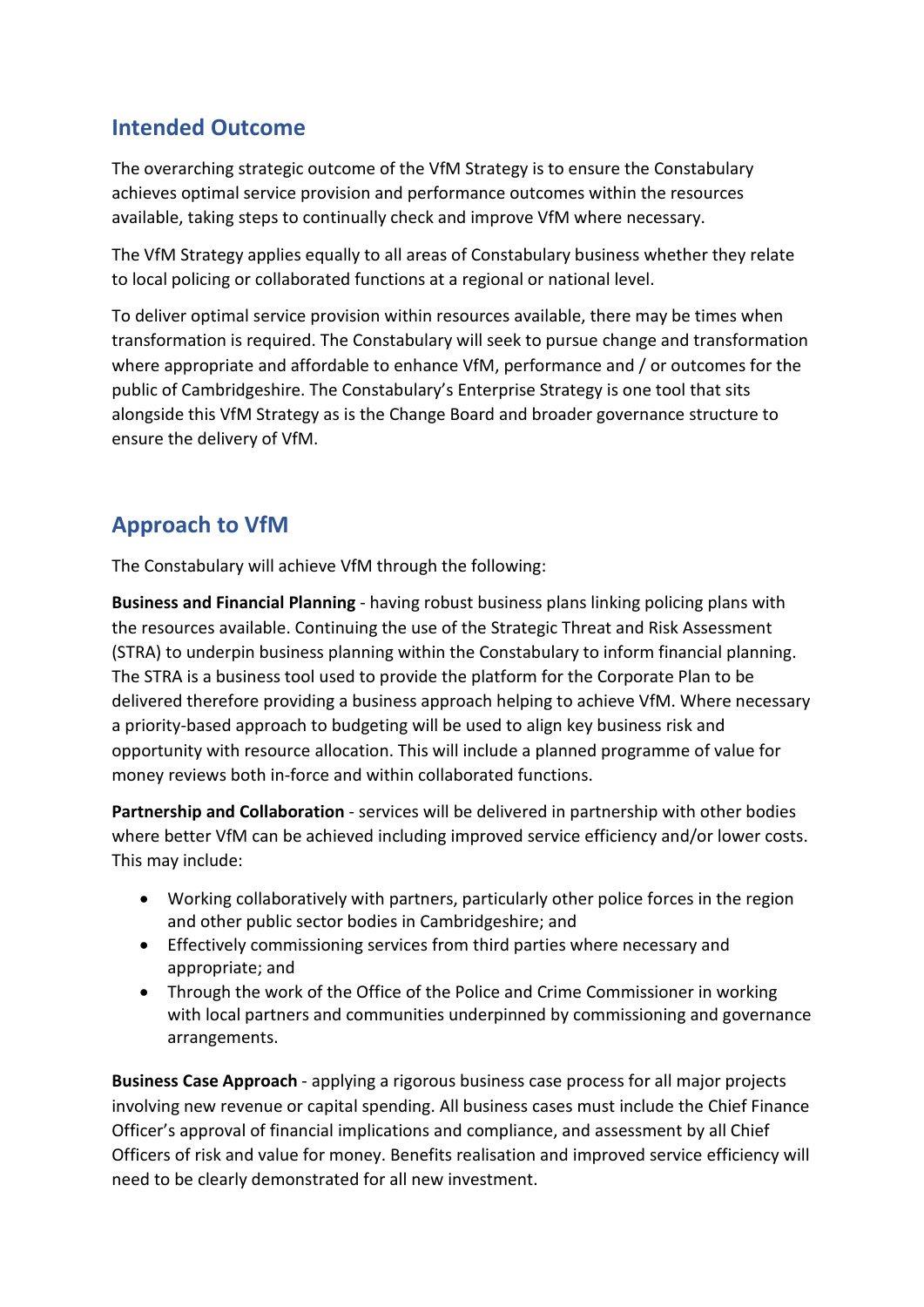## Intended Outcome

The overarching strategic outcome of the VfM Strategy is to ensure the Constabulary achieves optimal service provision and performance outcomes within the resources available, taking steps to continually check and improve VfM where necessary.

The VfM Strategy applies equally to all areas of Constabulary business whether they relate to local policing or collaborated functions at a regional or national level.

To deliver optimal service provision within resources available, there may be times when transformation is required. The Constabulary will seek to pursue change and transformation where appropriate and affordable to enhance VfM, performance and / or outcomes for the public of Cambridgeshire. The Constabulary's Enterprise Strategy is one tool that sits alongside this VfM Strategy as is the Change Board and broader governance structure to ensure the delivery of VfM.

## Approach to VfM

The Constabulary will achieve VfM through the following:

**Business and Financial Planning** - having robust business plans linking policing plans with the resources available. Continuing the use of the Strategic Threat and Risk Assessment (STRA) to underpin business planning within the Constabulary to inform financial planning. The STRA is a business tool used to provide the platform for the Corporate Plan to be delivered therefore providing a business approach helping to achieve VfM. Where necessary a priority-based approach to budgeting will be used to align key business risk and opportunity with resource allocation. This will include a planned programme of value for money reviews both in-force and within collaborated functions.

**Partnership and Collaboration** - services will be delivered in partnership with other bodies where better VfM can be achieved including improved service efficiency and/or lower costs. This may include:

- Working collaboratively with partners, particularly other police forces in the region and other public sector bodies in Cambridgeshire; and
- Effectively commissioning services from third parties where necessary and appropriate; and
- Through the work of the Office of the Police and Crime Commissioner in working with local partners and communities underpinned by commissioning and governance arrangements.

**Business Case Approach** - applying a rigorous business case process for all major projects involving new revenue or capital spending. All business cases must include the Chief Finance Officer's approval of financial implications and compliance, and assessment by all Chief Officers of risk and value for money. Benefits realisation and improved service efficiency will need to be clearly demonstrated for all new investment.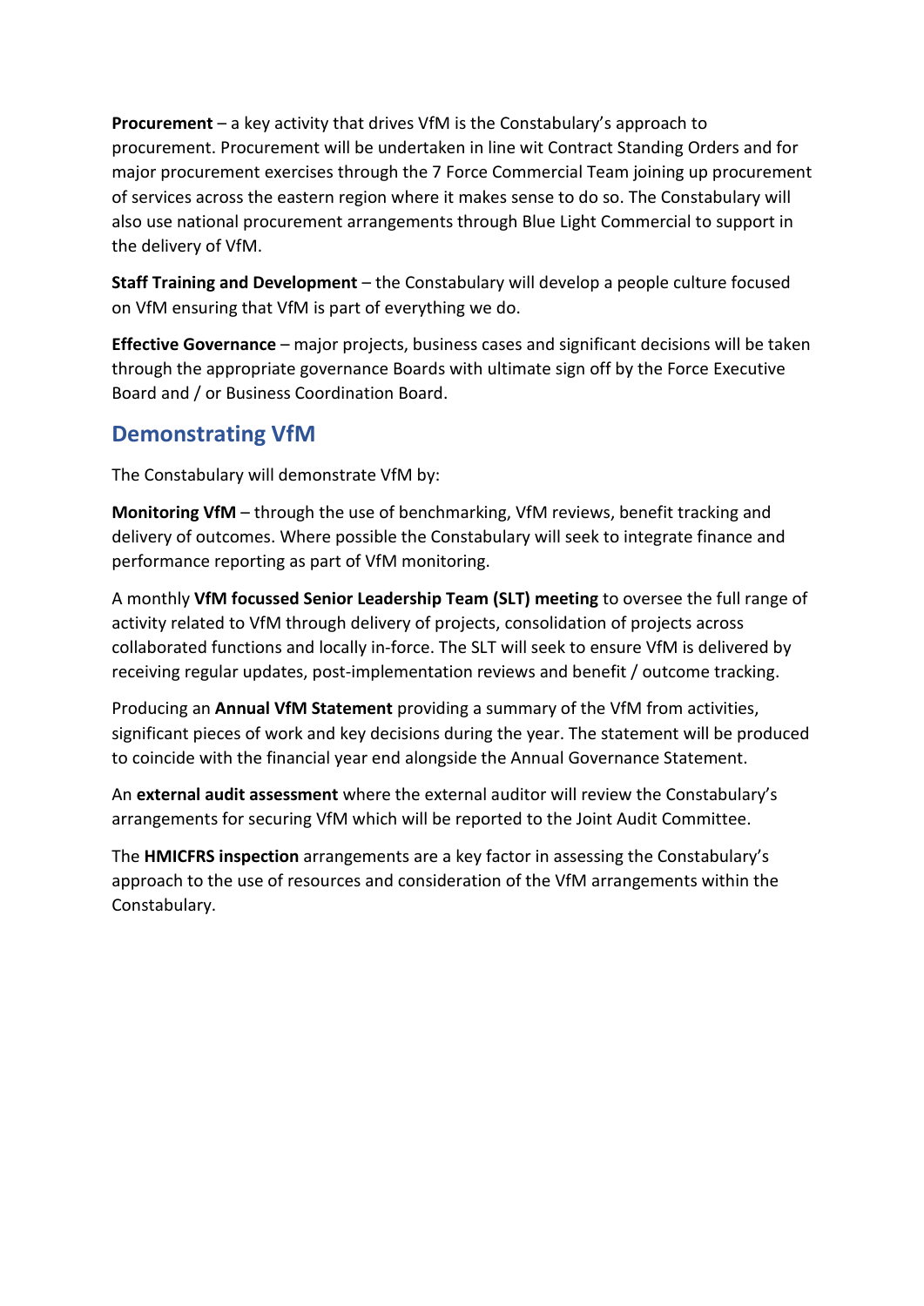**Procurement** – a key activity that drives VfM is the Constabulary's approach to procurement. Procurement will be undertaken in line wit Contract Standing Orders and for major procurement exercises through the 7 Force Commercial Team joining up procurement of services across the eastern region where it makes sense to do so. The Constabulary will also use national procurement arrangements through Blue Light Commercial to support in the delivery of VfM.

**Staff Training and Development** – the Constabulary will develop a people culture focused on VfM ensuring that VfM is part of everything we do.

**Effective Governance** – major projects, business cases and significant decisions will be taken through the appropriate governance Boards with ultimate sign off by the Force Executive Board and / or Business Coordination Board.

## Demonstrating VfM

The Constabulary will demonstrate VfM by:

**Monitoring VfM** – through the use of benchmarking, VfM reviews, benefit tracking and delivery of outcomes. Where possible the Constabulary will seek to integrate finance and performance reporting as part of VfM monitoring.

A monthly **VfM focussed Senior Leadership Team (SLT) meeting** to oversee the full range of activity related to VfM through delivery of projects, consolidation of projects across collaborated functions and locally in-force. The SLT will seek to ensure VfM is delivered by receiving regular updates, post-implementation reviews and benefit / outcome tracking.

Producing an **Annual VfM Statement** providing a summary of the VfM from activities, significant pieces of work and key decisions during the year. The statement will be produced to coincide with the financial year end alongside the Annual Governance Statement.

An **external audit assessment** where the external auditor will review the Constabulary's arrangements for securing VfM which will be reported to the Joint Audit Committee.

The **HMICFRS inspection** arrangements are a key factor in assessing the Constabulary's approach to the use of resources and consideration of the VfM arrangements within the Constabulary.